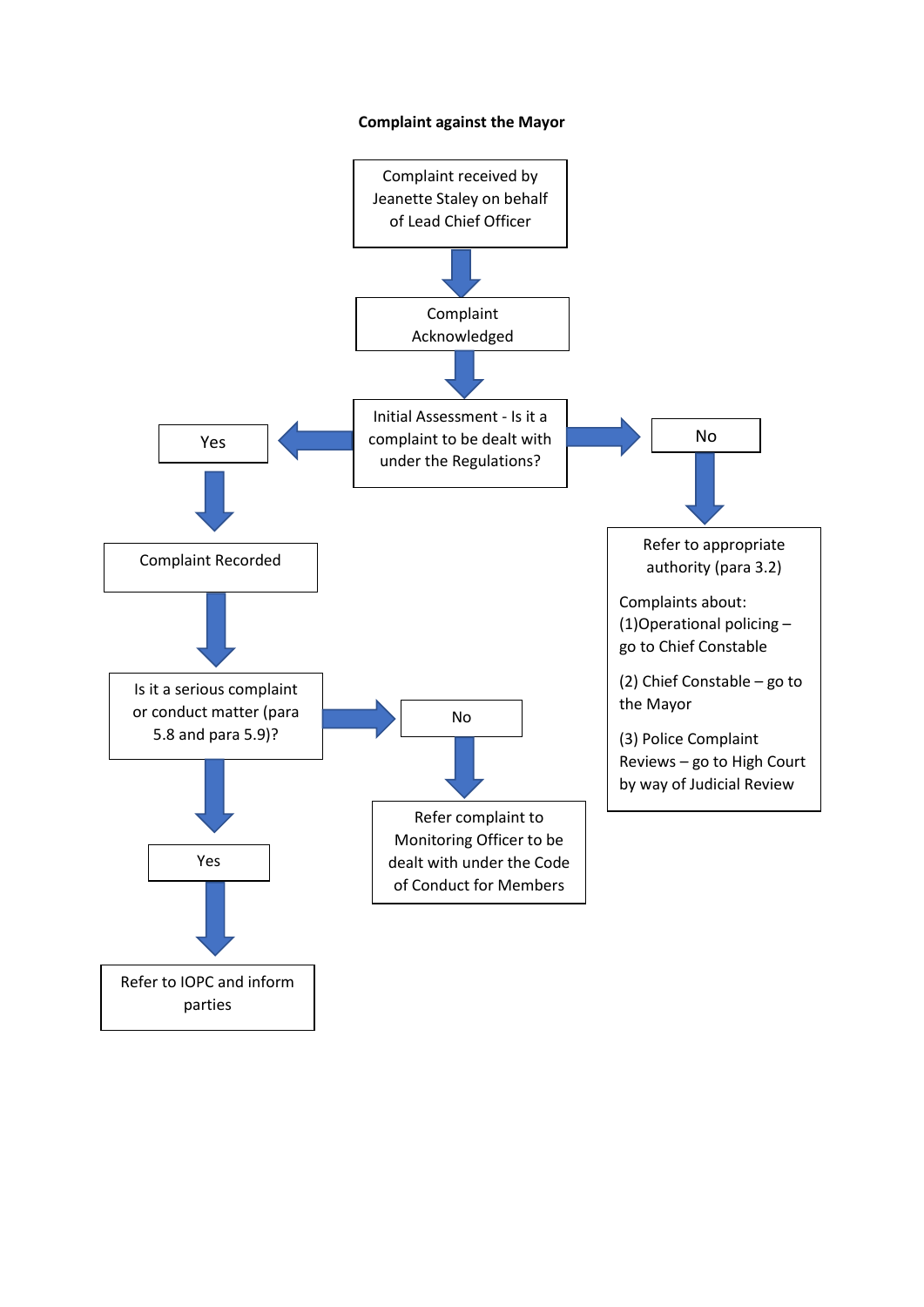**Complaint against the Mayor**

Complaint received by Jeanette Staley on behalf of Lead Chief Officer

↓

Complaint Acknowledged

↓

Initial Assessment - Is it a complaint to be dealt with under the Regulations?

- **Yes** → Complaint Recorded
  - ↓
  - Is it a serious complaint or conduct matter (para 5.8 and para 5.9)?
    - **Yes** → Refer to IOPC and inform parties
    - **No** → Refer complaint to Monitoring Officer to be dealt with under the Code of Conduct for Members

- **No** → Refer to appropriate authority (para 3.2)

  Complaints about:
  (1)Operational policing – go to Chief Constable

  (2) Chief Constable – go to the Mayor

  (3) Police Complaint Reviews – go to High Court by way of Judicial Review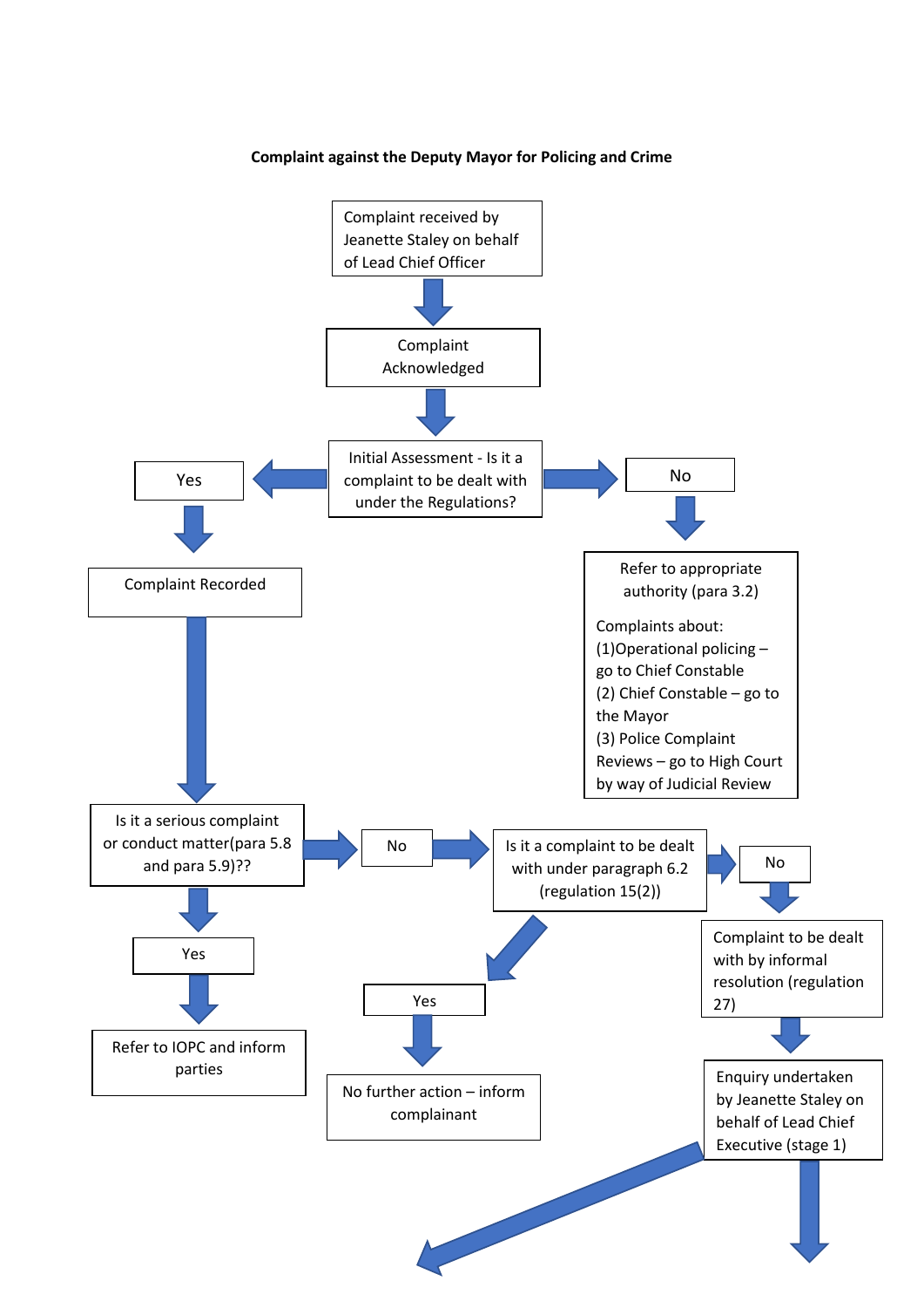**Complaint against the Deputy Mayor for Policing and Crime**

Complaint received by Jeanette Staley on behalf of Lead Chief Officer

Complaint Acknowledged

Initial Assessment - Is it a complaint to be dealt with under the Regulations?

Yes

No

Refer to appropriate authority (para 3.2)

Complaints about:
(1)Operational policing – go to Chief Constable
(2) Chief Constable – go to the Mayor
(3) Police Complaint Reviews – go to High Court by way of Judicial Review

Complaint Recorded

Is it a serious complaint or conduct matter(para 5.8 and para 5.9)??

Yes

Refer to IOPC and inform parties

No

Is it a complaint to be dealt with under paragraph 6.2 (regulation 15(2))

Yes

No further action – inform complainant

No

Complaint to be dealt with by informal resolution (regulation 27)

Enquiry undertaken by Jeanette Staley on behalf of Lead Chief Executive (stage 1)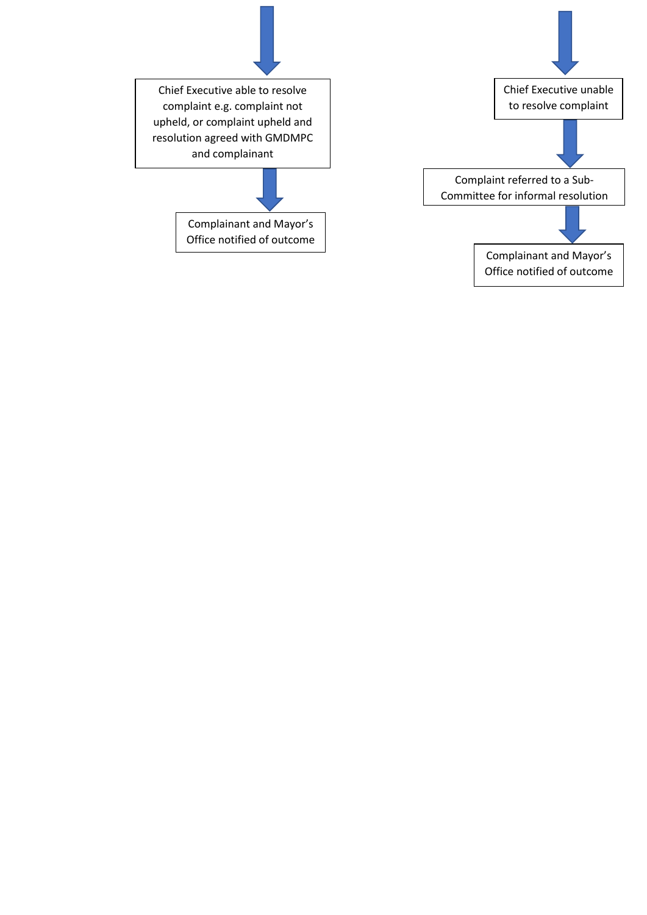Chief Executive able to resolve complaint e.g. complaint not upheld, or complaint upheld and resolution agreed with GMDMPC and complainant

Complainant and Mayor's Office notified of outcome

Chief Executive unable to resolve complaint

Complaint referred to a Sub-Committee for informal resolution

Complainant and Mayor's Office notified of outcome